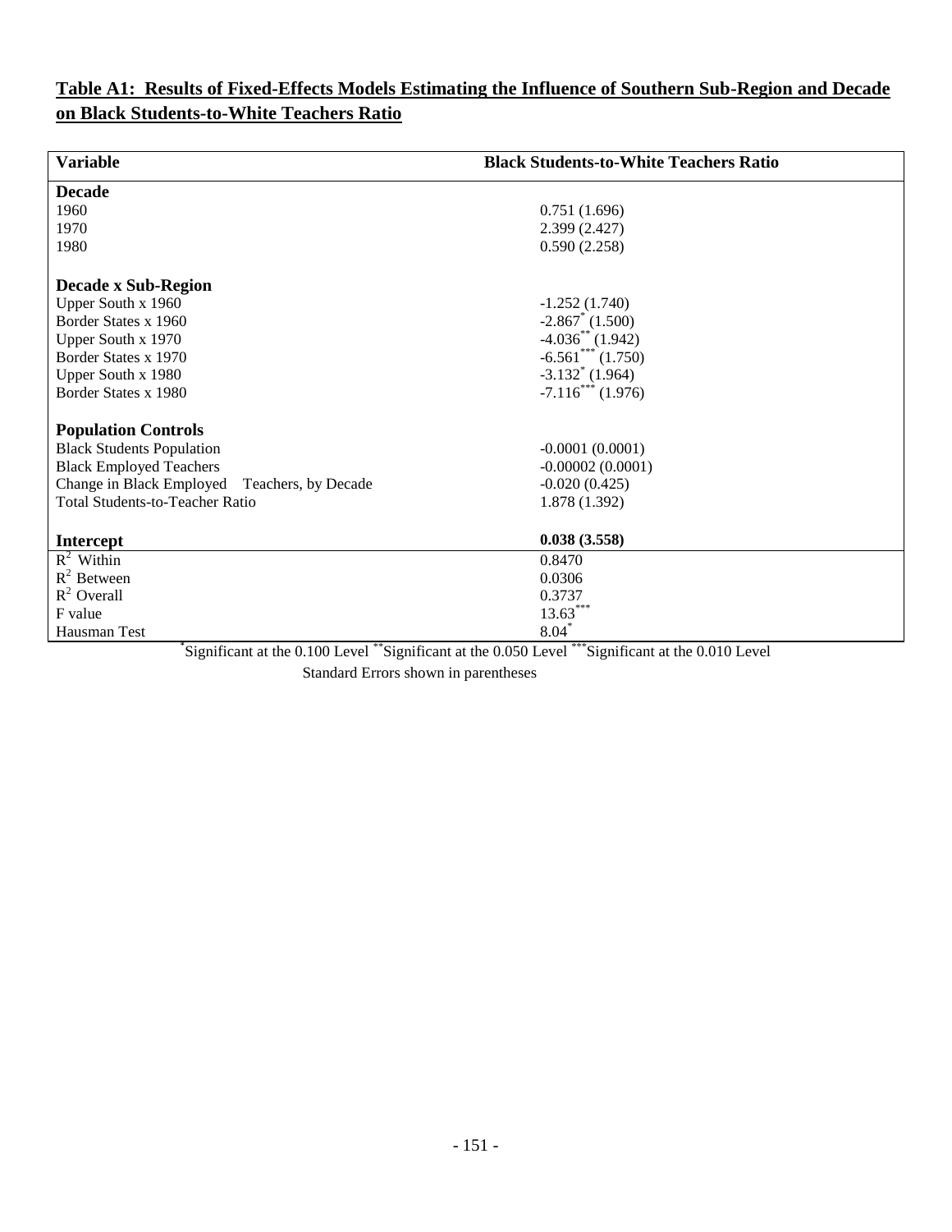**Table A1: Results of Fixed-Effects Models Estimating the Influence of Southern Sub-Region and Decade on Black Students-to-White Teachers Ratio**

| Variable | Black Students-to-White Teachers Ratio |
|---|---|
| **Decade** | |
| 1960 | 0.751 (1.696) |
| 1970 | 2.399 (2.427) |
| 1980 | 0.590 (2.258) |
| **Decade x Sub-Region** | |
| Upper South x 1960 | -1.252 (1.740) |
| Border States x 1960 | -2.867* (1.500) |
| Upper South x 1970 | -4.036** (1.942) |
| Border States x 1970 | -6.561*** (1.750) |
| Upper South x 1980 | -3.132* (1.964) |
| Border States x 1980 | -7.116*** (1.976) |
| **Population Controls** | |
| Black Students Population | -0.0001 (0.0001) |
| Black Employed Teachers | -0.00002 (0.0001) |
| Change in Black Employed Teachers, by Decade | -0.020 (0.425) |
| Total Students-to-Teacher Ratio | 1.878 (1.392) |
| **Intercept** | **0.038 (3.558)** |
| $R^2$ Within | 0.8470 |
| $R^2$ Between | 0.0306 |
| $R^2$ Overall | 0.3737 |
| F value | 13.63*** |
| Hausman Test | 8.04* |

*Significant at the 0.100 Level **Significant at the 0.050 Level ***Significant at the 0.010 Level

Standard Errors shown in parentheses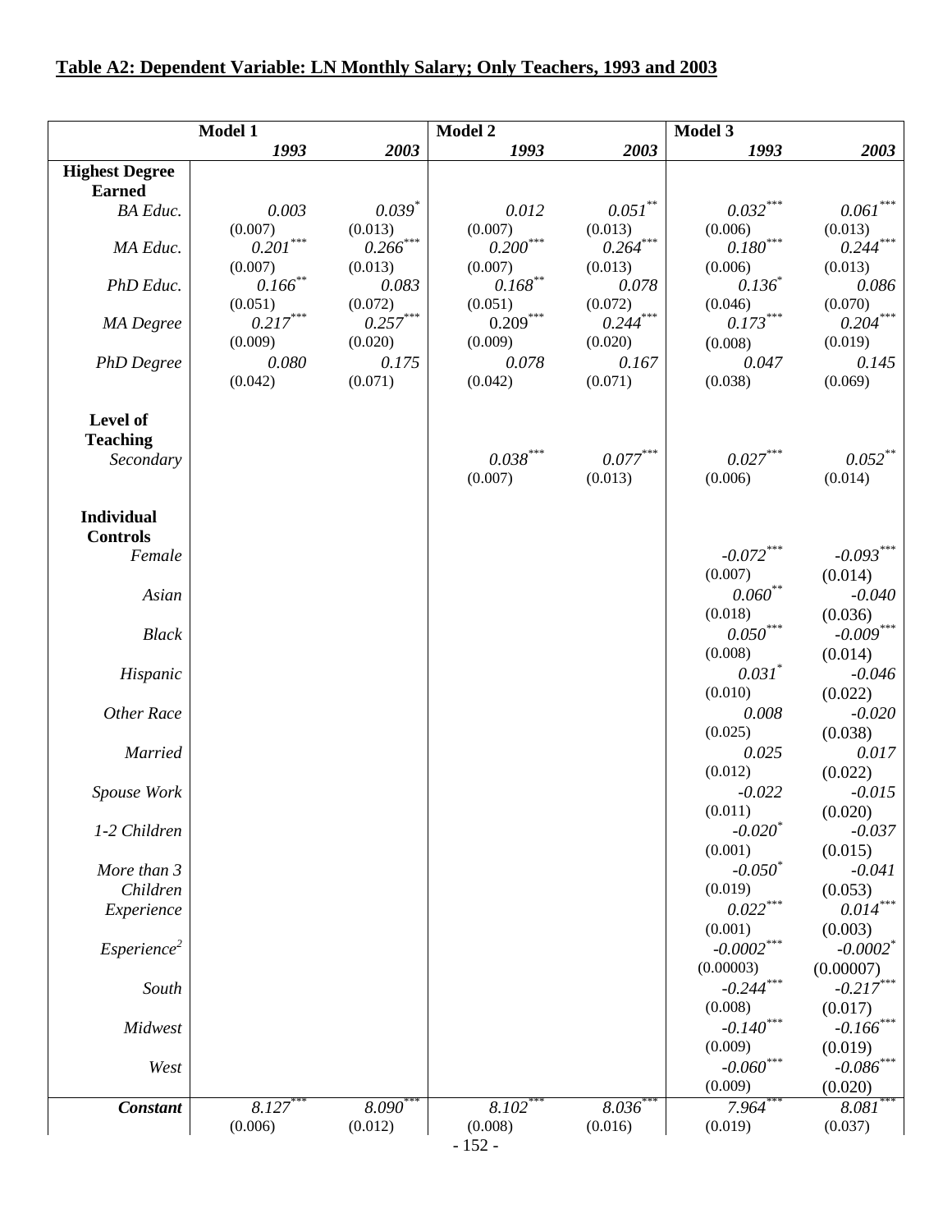## Table A2: Dependent Variable: LN Monthly Salary; Only Teachers, 1993 and 2003

| | Model 1 | | Model 2 | | Model 3 | |
|---|---|---|---|---|---|---|
| | *1993* | *2003* | *1993* | *2003* | *1993* | *2003* |
| **Highest Degree Earned** | | | | | | |
| *BA Educ.* | *0.003* | *0.039*$^{*}$ | *0.012* | *0.051*$^{**}$ | *0.032*$^{***}$ | *0.061*$^{***}$ |
| | (0.007) | (0.013) | (0.007) | (0.013) | (0.006) | (0.013) |
| *MA Educ.* | *0.201*$^{***}$ | *0.266*$^{***}$ | *0.200*$^{***}$ | *0.264*$^{***}$ | *0.180*$^{***}$ | *0.244*$^{***}$ |
| | (0.007) | (0.013) | (0.007) | (0.013) | (0.006) | (0.013) |
| *PhD Educ.* | *0.166*$^{**}$ | *0.083* | *0.168*$^{**}$ | *0.078* | *0.136*$^{*}$ | *0.086* |
| | (0.051) | (0.072) | (0.051) | (0.072) | (0.046) | (0.070) |
| *MA Degree* | *0.217*$^{***}$ | *0.257*$^{***}$ | 0.209$^{***}$ | *0.244*$^{***}$ | *0.173*$^{***}$ | *0.204*$^{***}$ |
| | (0.009) | (0.020) | (0.009) | (0.020) | (0.008) | (0.019) |
| *PhD Degree* | *0.080* | *0.175* | *0.078* | *0.167* | *0.047* | *0.145* |
| | (0.042) | (0.071) | (0.042) | (0.071) | (0.038) | (0.069) |
| **Level of Teaching** | | | | | | |
| *Secondary* | | | *0.038*$^{***}$ | *0.077*$^{***}$ | *0.027*$^{***}$ | *0.052*$^{**}$ |
| | | | (0.007) | (0.013) | (0.006) | (0.014) |
| **Individual Controls** | | | | | | |
| *Female* | | | | | *-0.072*$^{***}$ | *-0.093*$^{***}$ |
| | | | | | (0.007) | (0.014) |
| *Asian* | | | | | *0.060*$^{**}$ | *-0.040* |
| | | | | | (0.018) | (0.036) |
| *Black* | | | | | *0.050*$^{***}$ | *-0.009*$^{***}$ |
| | | | | | (0.008) | (0.014) |
| *Hispanic* | | | | | *0.031*$^{*}$ | *-0.046* |
| | | | | | (0.010) | (0.022) |
| *Other Race* | | | | | *0.008* | *-0.020* |
| | | | | | (0.025) | (0.038) |
| *Married* | | | | | *0.025* | *0.017* |
| | | | | | (0.012) | (0.022) |
| *Spouse Work* | | | | | *-0.022* | *-0.015* |
| | | | | | (0.011) | (0.020) |
| *1-2 Children* | | | | | *-0.020*$^{*}$ | *-0.037* |
| | | | | | (0.001) | (0.015) |
| *More than 3 Children* | | | | | *-0.050*$^{*}$ | *-0.041* |
| | | | | | (0.019) | (0.053) |
| *Experience* | | | | | *0.022*$^{***}$ | *0.014*$^{***}$ |
| | | | | | (0.001) | (0.003) |
| *Esperience*$^{2}$ | | | | | *-0.0002*$^{***}$ | *-0.0002*$^{*}$ |
| | | | | | (0.00003) | (0.00007) |
| *South* | | | | | *-0.244*$^{***}$ | *-0.217*$^{***}$ |
| | | | | | (0.008) | (0.017) |
| *Midwest* | | | | | *-0.140*$^{***}$ | *-0.166*$^{***}$ |
| | | | | | (0.009) | (0.019) |
| *West* | | | | | *-0.060*$^{***}$ | *-0.086*$^{***}$ |
| | | | | | (0.009) | (0.020) |
| ***Constant*** | *8.127*$^{***}$ | *8.090*$^{***}$ | *8.102*$^{***}$ | *8.036*$^{***}$ | *7.964*$^{***}$ | *8.081*$^{***}$ |
| | (0.006) | (0.012) | (0.008) | (0.016) | (0.019) | (0.037) |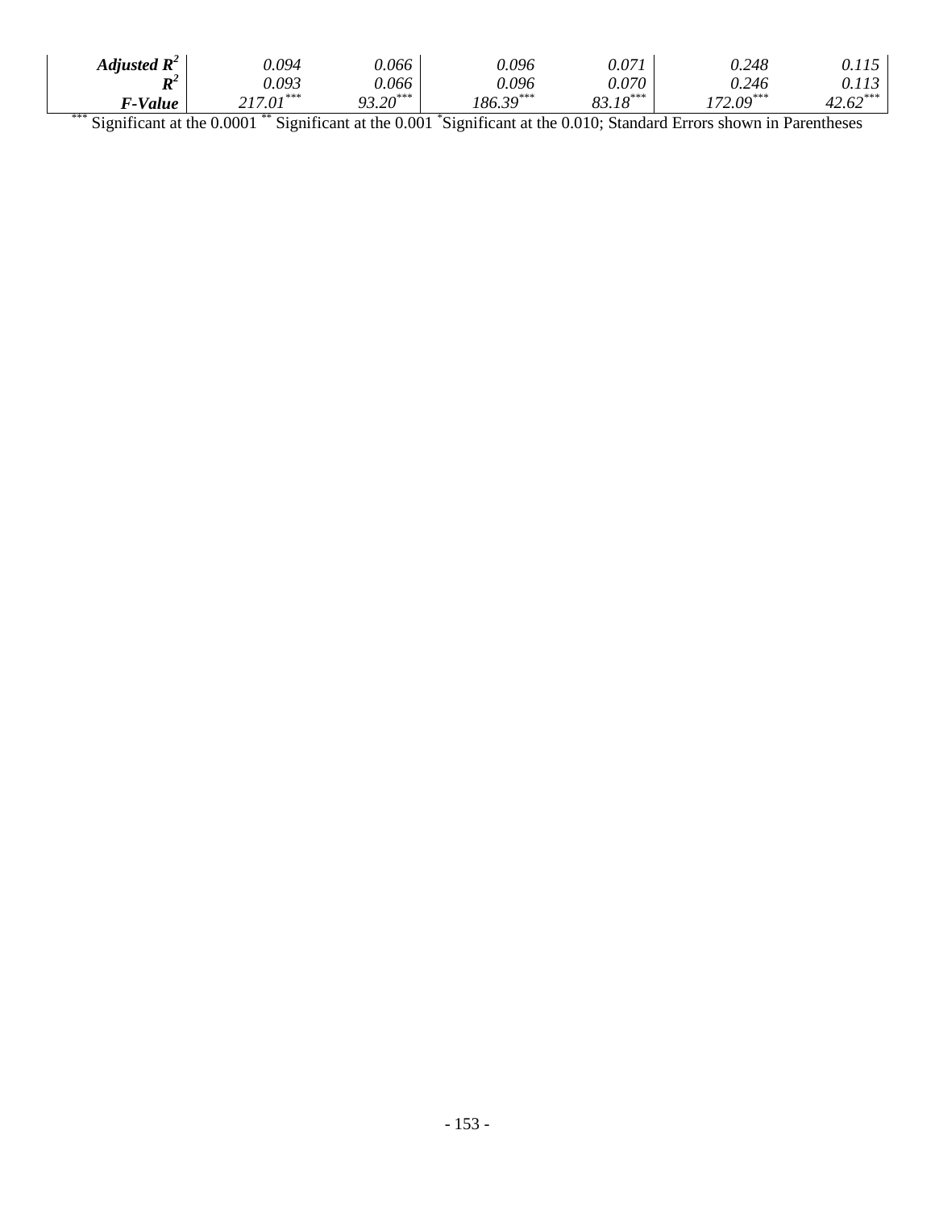| | | | | | | |
|---|---|---|---|---|---|---|
| ***Adjusted $R^2$*** | *0.094* | *0.066* | *0.096* | *0.071* | *0.248* | *0.115* |
| ***$R^2$*** | *0.093* | *0.066* | *0.096* | *0.070* | *0.246* | *0.113* |
| ***F-Value*** | *217.01****** | *93.20****** | *186.39****** | *83.18****** | *172.09****** | *42.62****** |

*** Significant at the 0.0001 ** Significant at the 0.001 *Significant at the 0.010; Standard Errors shown in Parentheses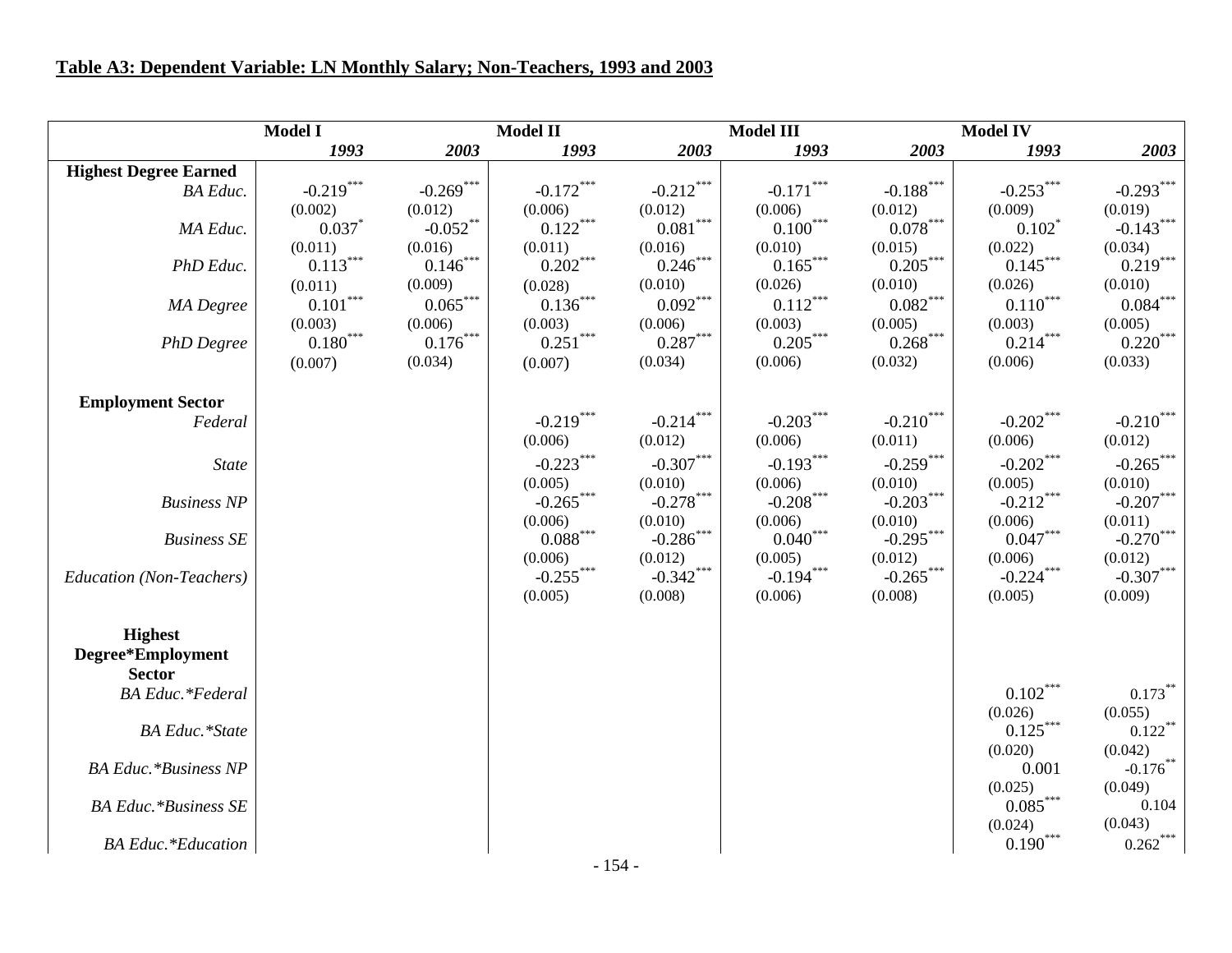**Table A3: Dependent Variable: LN Monthly Salary; Non-Teachers, 1993 and 2003**

| | Model I | | Model II | | Model III | | Model IV | |
|---|---|---|---|---|---|---|---|---|
| | *1993* | *2003* | *1993* | *2003* | *1993* | *2003* | *1993* | *2003* |
| **Highest Degree Earned** | | | | | | | | |
| *BA Educ.* | -0.219*** | -0.269*** | -0.172*** | -0.212*** | -0.171*** | -0.188*** | -0.253*** | -0.293*** |
| | (0.002) | (0.012) | (0.006) | (0.012) | (0.006) | (0.012) | (0.009) | (0.019) |
| *MA Educ.* | 0.037* | -0.052** | 0.122*** | 0.081*** | 0.100*** | 0.078*** | 0.102* | -0.143*** |
| | (0.011) | (0.016) | (0.011) | (0.016) | (0.010) | (0.015) | (0.022) | (0.034) |
| *PhD Educ.* | 0.113*** | 0.146*** | 0.202*** | 0.246*** | 0.165*** | 0.205*** | 0.145*** | 0.219*** |
| | (0.011) | (0.009) | (0.028) | (0.010) | (0.026) | (0.010) | (0.026) | (0.010) |
| *MA Degree* | 0.101*** | 0.065*** | 0.136*** | 0.092*** | 0.112*** | 0.082*** | 0.110*** | 0.084*** |
| | (0.003) | (0.006) | (0.003) | (0.006) | (0.003) | (0.005) | (0.003) | (0.005) |
| *PhD Degree* | 0.180*** | 0.176*** | 0.251*** | 0.287*** | 0.205*** | 0.268*** | 0.214*** | 0.220*** |
| | (0.007) | (0.034) | (0.007) | (0.034) | (0.006) | (0.032) | (0.006) | (0.033) |
| **Employment Sector** | | | | | | | | |
| *Federal* | | | -0.219*** | -0.214*** | -0.203*** | -0.210*** | -0.202*** | -0.210*** |
| | | | (0.006) | (0.012) | (0.006) | (0.011) | (0.006) | (0.012) |
| *State* | | | -0.223*** | -0.307*** | -0.193*** | -0.259*** | -0.202*** | -0.265*** |
| | | | (0.005) | (0.010) | (0.006) | (0.010) | (0.005) | (0.010) |
| *Business NP* | | | -0.265*** | -0.278*** | -0.208*** | -0.203*** | -0.212*** | -0.207*** |
| | | | (0.006) | (0.010) | (0.006) | (0.010) | (0.006) | (0.011) |
| *Business SE* | | | 0.088*** | -0.286*** | 0.040*** | -0.295*** | 0.047*** | -0.270*** |
| | | | (0.006) | (0.012) | (0.005) | (0.012) | (0.006) | (0.012) |
| *Education (Non-Teachers)* | | | -0.255*** | -0.342*** | -0.194*** | -0.265*** | -0.224*** | -0.307*** |
| | | | (0.005) | (0.008) | (0.006) | (0.008) | (0.005) | (0.009) |
| **Highest Degree*Employment Sector** | | | | | | | | |
| *BA Educ.*Federal* | | | | | | | 0.102*** | 0.173** |
| | | | | | | | (0.026) | (0.055) |
| *BA Educ.*State* | | | | | | | 0.125*** | 0.122** |
| | | | | | | | (0.020) | (0.042) |
| *BA Educ.*Business NP* | | | | | | | 0.001 | -0.176** |
| | | | | | | | (0.025) | (0.049) |
| *BA Educ.*Business SE* | | | | | | | 0.085*** | 0.104 |
| | | | | | | | (0.024) | (0.043) |
| *BA Educ.*Education* | | | | | | | 0.190*** | 0.262*** |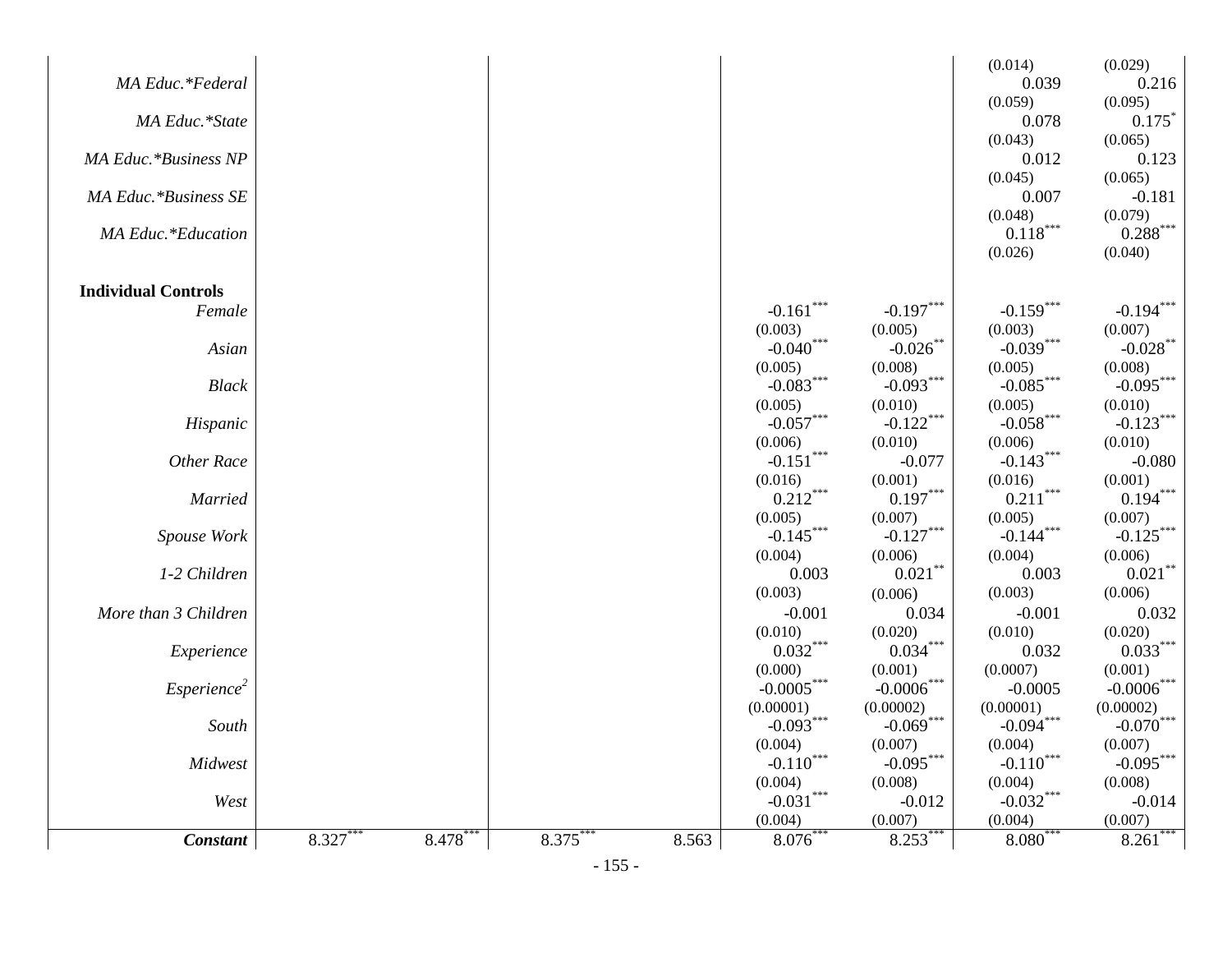| | | | | | | | | |
|---|---|---|---|---|---|---|---|---|
| | | | | | | | (0.014) | (0.029) |
| *MA Educ.*Federal* | | | | | | | 0.039 | 0.216 |
| | | | | | | | (0.059) | (0.095) |
| *MA Educ.*State* | | | | | | | 0.078 | 0.175* |
| | | | | | | | (0.043) | (0.065) |
| *MA Educ.*Business NP* | | | | | | | 0.012 | 0.123 |
| | | | | | | | (0.045) | (0.065) |
| *MA Educ.*Business SE* | | | | | | | 0.007 | -0.181 |
| | | | | | | | (0.048) | (0.079) |
| *MA Educ.*Education* | | | | | | | 0.118*** | 0.288*** |
| | | | | | | | (0.026) | (0.040) |
| **Individual Controls** | | | | | | | | |
| *Female* | | | | | -0.161*** | -0.197*** | -0.159*** | -0.194*** |
| | | | | | (0.003) | (0.005) | (0.003) | (0.007) |
| *Asian* | | | | | -0.040*** | -0.026** | -0.039*** | -0.028** |
| | | | | | (0.005) | (0.008) | (0.005) | (0.008) |
| *Black* | | | | | -0.083*** | -0.093*** | -0.085*** | -0.095*** |
| | | | | | (0.005) | (0.010) | (0.005) | (0.010) |
| *Hispanic* | | | | | -0.057*** | -0.122*** | -0.058*** | -0.123*** |
| | | | | | (0.006) | (0.010) | (0.006) | (0.010) |
| *Other Race* | | | | | -0.151*** | -0.077 | -0.143*** | -0.080 |
| | | | | | (0.016) | (0.001) | (0.016) | (0.001) |
| *Married* | | | | | 0.212*** | 0.197*** | 0.211*** | 0.194*** |
| | | | | | (0.005) | (0.007) | (0.005) | (0.007) |
| *Spouse Work* | | | | | -0.145*** | -0.127*** | -0.144*** | -0.125*** |
| | | | | | (0.004) | (0.006) | (0.004) | (0.006) |
| *1-2 Children* | | | | | 0.003 | 0.021** | 0.003 | 0.021** |
| | | | | | (0.003) | (0.006) | (0.003) | (0.006) |
| *More than 3 Children* | | | | | -0.001 | 0.034 | -0.001 | 0.032 |
| | | | | | (0.010) | (0.020) | (0.010) | (0.020) |
| *Experience* | | | | | 0.032*** | 0.034*** | 0.032 | 0.033*** |
| | | | | | (0.000) | (0.001) | (0.0007) | (0.001) |
| *Esperience²* | | | | | -0.0005*** | -0.0006*** | -0.0005 | -0.0006*** |
| | | | | | (0.00001) | (0.00002) | (0.00001) | (0.00002) |
| *South* | | | | | -0.093*** | -0.069*** | -0.094*** | -0.070*** |
| | | | | | (0.004) | (0.007) | (0.004) | (0.007) |
| *Midwest* | | | | | -0.110*** | -0.095*** | -0.110*** | -0.095*** |
| | | | | | (0.004) | (0.008) | (0.004) | (0.008) |
| *West* | | | | | -0.031*** | -0.012 | -0.032*** | -0.014 |
| | | | | | (0.004) | (0.007) | (0.004) | (0.007) |
| ***Constant*** | 8.327*** | 8.478*** | 8.375*** | 8.563 | 8.076*** | 8.253*** | 8.080*** | 8.261*** |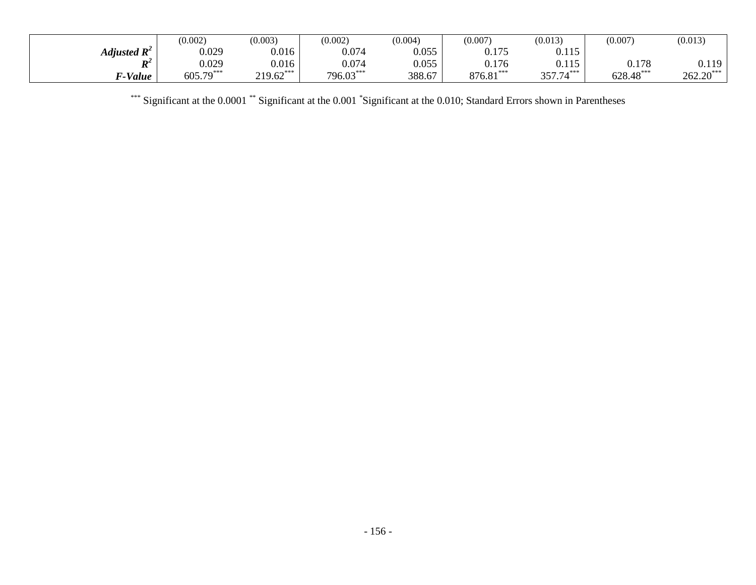| | | | | | | | | |
|---|---|---|---|---|---|---|---|---|
| | (0.002) | (0.003) | (0.002) | (0.004) | (0.007) | (0.013) | (0.007) | (0.013) |
| ***Adjusted $R^2$*** | 0.029 | 0.016 | 0.074 | 0.055 | 0.175 | 0.115 | | |
| ***$R^2$*** | 0.029 | 0.016 | 0.074 | 0.055 | 0.176 | 0.115 | 0.178 | 0.119 |
| ***F-Value*** | 605.79*** | 219.62*** | 796.03*** | 388.67 | 876.81*** | 357.74*** | 628.48*** | 262.20*** |

*** Significant at the 0.0001 ** Significant at the 0.001 *Significant at the 0.010; Standard Errors shown in Parentheses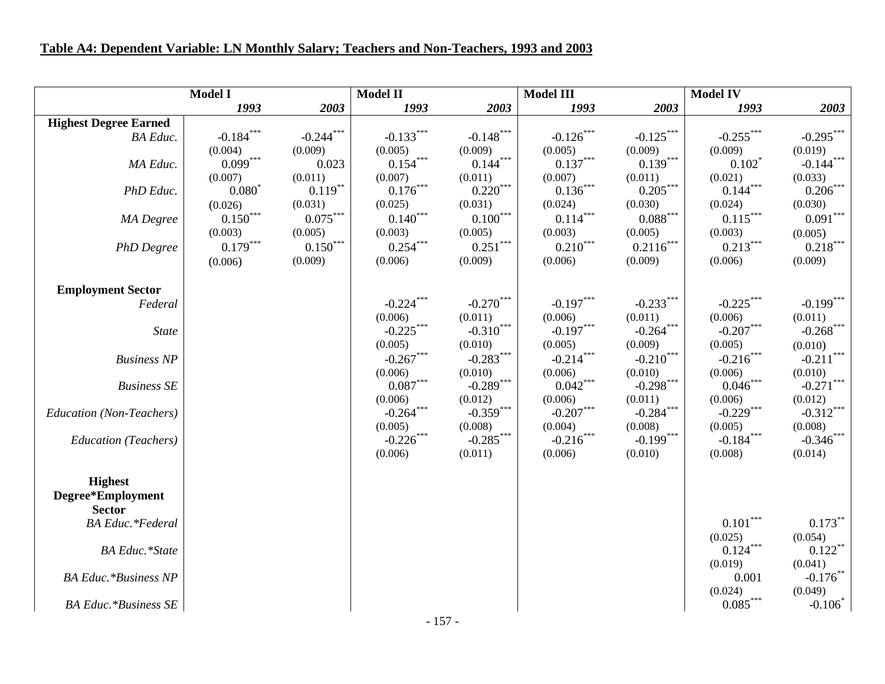**Table A4: Dependent Variable: LN Monthly Salary; Teachers and Non-Teachers, 1993 and 2003**

| | Model I | | Model II | | Model III | | Model IV | |
|---|---|---|---|---|---|---|---|---|
| | *1993* | *2003* | *1993* | *2003* | *1993* | *2003* | *1993* | *2003* |
| **Highest Degree Earned** | | | | | | | | |
| *BA Educ.* | -0.184*** | -0.244*** | -0.133*** | -0.148*** | -0.126*** | -0.125*** | -0.255*** | -0.295*** |
| | (0.004) | (0.009) | (0.005) | (0.009) | (0.005) | (0.009) | (0.009) | (0.019) |
| *MA Educ.* | 0.099*** | 0.023 | 0.154*** | 0.144*** | 0.137*** | 0.139*** | 0.102* | -0.144*** |
| | (0.007) | (0.011) | (0.007) | (0.011) | (0.007) | (0.011) | (0.021) | (0.033) |
| *PhD Educ.* | 0.080* | 0.119** | 0.176*** | 0.220*** | 0.136*** | 0.205*** | 0.144*** | 0.206*** |
| | (0.026) | (0.031) | (0.025) | (0.031) | (0.024) | (0.030) | (0.024) | (0.030) |
| *MA Degree* | 0.150*** | 0.075*** | 0.140*** | 0.100*** | 0.114*** | 0.088*** | 0.115*** | 0.091*** |
| | (0.003) | (0.005) | (0.003) | (0.005) | (0.003) | (0.005) | (0.003) | (0.005) |
| *PhD Degree* | 0.179*** | 0.150*** | 0.254*** | 0.251*** | 0.210*** | 0.2116*** | 0.213*** | 0.218*** |
| | (0.006) | (0.009) | (0.006) | (0.009) | (0.006) | (0.009) | (0.006) | (0.009) |
| **Employment Sector** | | | | | | | | |
| *Federal* | | | -0.224*** | -0.270*** | -0.197*** | -0.233*** | -0.225*** | -0.199*** |
| | | | (0.006) | (0.011) | (0.006) | (0.011) | (0.006) | (0.011) |
| *State* | | | -0.225*** | -0.310*** | -0.197*** | -0.264*** | -0.207*** | -0.268*** |
| | | | (0.005) | (0.010) | (0.005) | (0.009) | (0.005) | (0.010) |
| *Business NP* | | | -0.267*** | -0.283*** | -0.214*** | -0.210*** | -0.216*** | -0.211*** |
| | | | (0.006) | (0.010) | (0.006) | (0.010) | (0.006) | (0.010) |
| *Business SE* | | | 0.087*** | -0.289*** | 0.042*** | -0.298*** | 0.046*** | -0.271*** |
| | | | (0.006) | (0.012) | (0.006) | (0.011) | (0.006) | (0.012) |
| *Education (Non-Teachers)* | | | -0.264*** | -0.359*** | -0.207*** | -0.284*** | -0.229*** | -0.312*** |
| | | | (0.005) | (0.008) | (0.004) | (0.008) | (0.005) | (0.008) |
| *Education (Teachers)* | | | -0.226*** | -0.285*** | -0.216*** | -0.199*** | -0.184*** | -0.346*** |
| | | | (0.006) | (0.011) | (0.006) | (0.010) | (0.008) | (0.014) |
| **Highest Degree*Employment Sector** | | | | | | | | |
| *BA Educ.*Federal* | | | | | | | 0.101*** | 0.173** |
| | | | | | | | (0.025) | (0.054) |
| *BA Educ.*State* | | | | | | | 0.124*** | 0.122** |
| | | | | | | | (0.019) | (0.041) |
| *BA Educ.*Business NP* | | | | | | | 0.001 | -0.176** |
| | | | | | | | (0.024) | (0.049) |
| *BA Educ.*Business SE* | | | | | | | 0.085*** | -0.106* |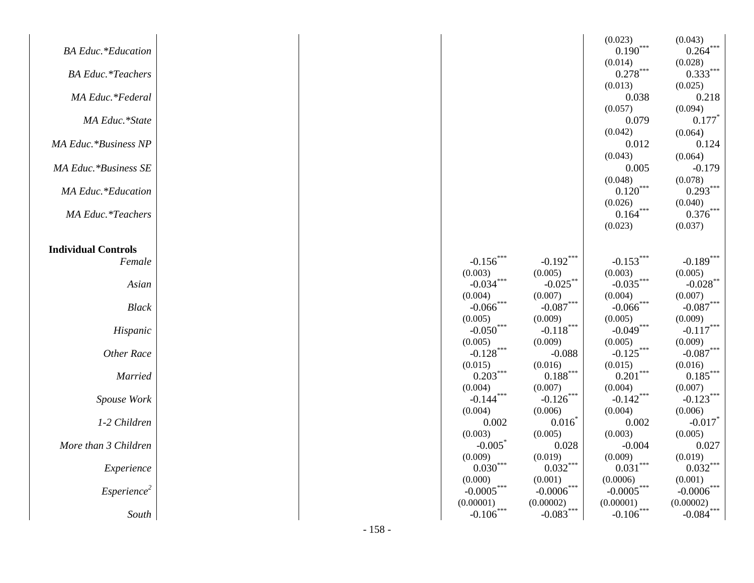| | | | | | | | | |
|---|---|---|---|---|---|---|---|---|
| | | | | | | | (0.023) | (0.043) |
| *BA Educ.*Education* | | | | | | | 0.190*** | 0.264*** |
| | | | | | | | (0.014) | (0.028) |
| *BA Educ.*Teachers* | | | | | | | 0.278*** | 0.333*** |
| | | | | | | | (0.013) | (0.025) |
| *MA Educ.*Federal* | | | | | | | 0.038 | 0.218 |
| | | | | | | | (0.057) | (0.094) |
| *MA Educ.*State* | | | | | | | 0.079 | 0.177* |
| | | | | | | | (0.042) | (0.064) |
| *MA Educ.*Business NP* | | | | | | | 0.012 | 0.124 |
| | | | | | | | (0.043) | (0.064) |
| *MA Educ.*Business SE* | | | | | | | 0.005 | -0.179 |
| | | | | | | | (0.048) | (0.078) |
| *MA Educ.*Education* | | | | | | | 0.120*** | 0.293*** |
| | | | | | | | (0.026) | (0.040) |
| *MA Educ.*Teachers* | | | | | | | 0.164*** | 0.376*** |
| | | | | | | | (0.023) | (0.037) |
| **Individual Controls** | | | | | | | | |
| *Female* | | | | | -0.156*** | -0.192*** | -0.153*** | -0.189*** |
| | | | | | (0.003) | (0.005) | (0.003) | (0.005) |
| *Asian* | | | | | -0.034*** | -0.025** | -0.035*** | -0.028** |
| | | | | | (0.004) | (0.007) | (0.004) | (0.007) |
| *Black* | | | | | -0.066*** | -0.087*** | -0.066*** | -0.087*** |
| | | | | | (0.005) | (0.009) | (0.005) | (0.009) |
| *Hispanic* | | | | | -0.050*** | -0.118*** | -0.049*** | -0.117*** |
| | | | | | (0.005) | (0.009) | (0.005) | (0.009) |
| *Other Race* | | | | | -0.128*** | -0.088 | -0.125*** | -0.087*** |
| | | | | | (0.015) | (0.016) | (0.015) | (0.016) |
| *Married* | | | | | 0.203*** | 0.188*** | 0.201*** | 0.185*** |
| | | | | | (0.004) | (0.007) | (0.004) | (0.007) |
| *Spouse Work* | | | | | -0.144*** | -0.126*** | -0.142*** | -0.123*** |
| | | | | | (0.004) | (0.006) | (0.004) | (0.006) |
| *1-2 Children* | | | | | 0.002 | 0.016* | 0.002 | -0.017* |
| | | | | | (0.003) | (0.005) | (0.003) | (0.005) |
| *More than 3 Children* | | | | | -0.005* | 0.028 | -0.004 | 0.027 |
| | | | | | (0.009) | (0.019) | (0.009) | (0.019) |
| *Experience* | | | | | 0.030*** | 0.032*** | 0.031*** | 0.032*** |
| | | | | | (0.000) | (0.001) | (0.0006) | (0.001) |
| *Esperience*$^2$ | | | | | -0.0005*** | -0.0006*** | -0.0005*** | -0.0006*** |
| | | | | | (0.00001) | (0.00002) | (0.00001) | (0.00002) |
| *South* | | | | | -0.106*** | -0.083*** | -0.106*** | -0.084*** |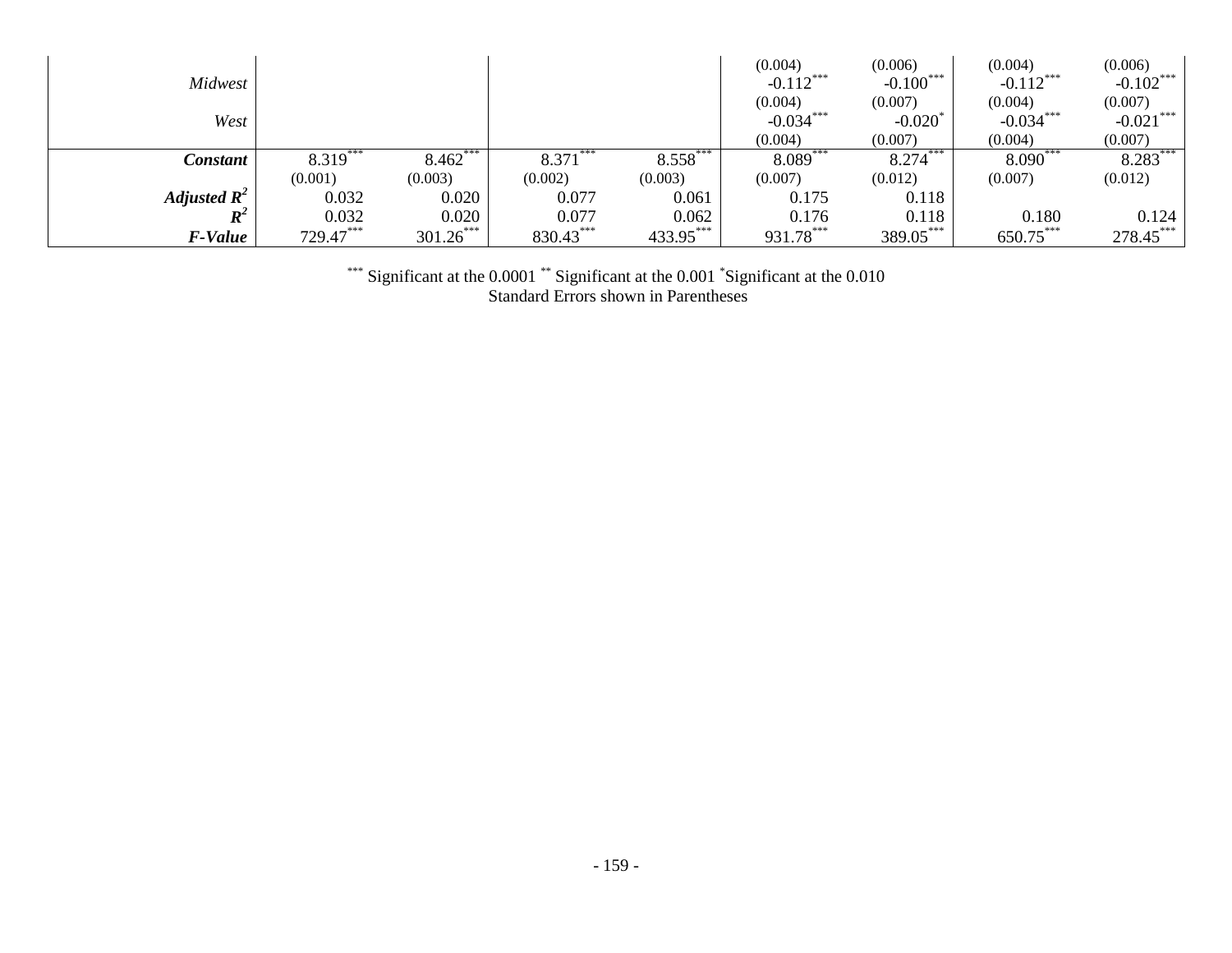| | | | | | | | | |
|---|---|---|---|---|---|---|---|---|
| | | | | | (0.004) | (0.006) | (0.004) | (0.006) |
| *Midwest* | | | | | -0.112*** | -0.100*** | -0.112*** | -0.102*** |
| | | | | | (0.004) | (0.007) | (0.004) | (0.007) |
| *West* | | | | | -0.034*** | -0.020* | -0.034*** | -0.021*** |
| | | | | | (0.004) | (0.007) | (0.004) | (0.007) |
| ***Constant*** | 8.319*** | 8.462*** | 8.371*** | 8.558*** | 8.089*** | 8.274*** | 8.090*** | 8.283*** |
| | (0.001) | (0.003) | (0.002) | (0.003) | (0.007) | (0.012) | (0.007) | (0.012) |
| ***Adjusted $R^2$*** | 0.032 | 0.020 | 0.077 | 0.061 | 0.175 | 0.118 | | |
| ***$R^2$*** | 0.032 | 0.020 | 0.077 | 0.062 | 0.176 | 0.118 | 0.180 | 0.124 |
| ***F-Value*** | 729.47*** | 301.26*** | 830.43*** | 433.95*** | 931.78*** | 389.05*** | 650.75*** | 278.45*** |

*** Significant at the 0.0001 ** Significant at the 0.001 *Significant at the 0.010
Standard Errors shown in Parentheses